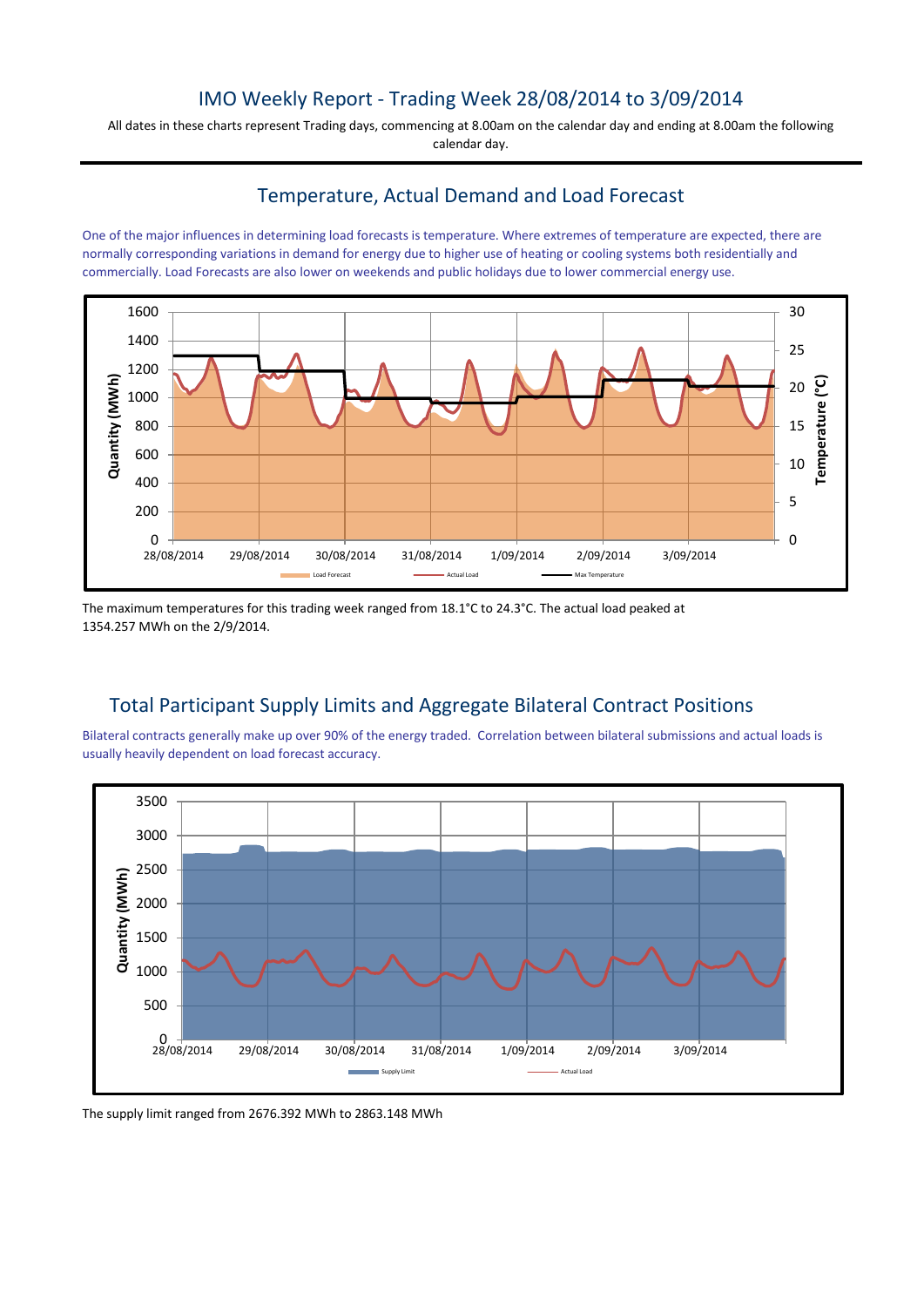# IMO Weekly Report - Trading Week 28/08/2014 to 3/09/2014

All dates in these charts represent Trading days, commencing at 8.00am on the calendar day and ending at 8.00am the following calendar day.

## Temperature, Actual Demand and Load Forecast

One of the major influences in determining load forecasts is temperature. Where extremes of temperature are expected, there are normally corresponding variations in demand for energy due to higher use of heating or cooling systems both residentially and commercially. Load Forecasts are also lower on weekends and public holidays due to lower commercial energy use.

The maximum temperatures for this trading week ranged from 18.1°C to 24.3°C. The actual load peaked at 1354.257 MWh on the 2/9/2014.

## Total Participant Supply Limits and Aggregate Bilateral Contract Positions

Bilateral contracts generally make up over 90% of the energy traded. Correlation between bilateral submissions and actual loads is usually heavily dependent on load forecast accuracy.

The supply limit ranged from 2676.392 MWh to 2863.148 MWh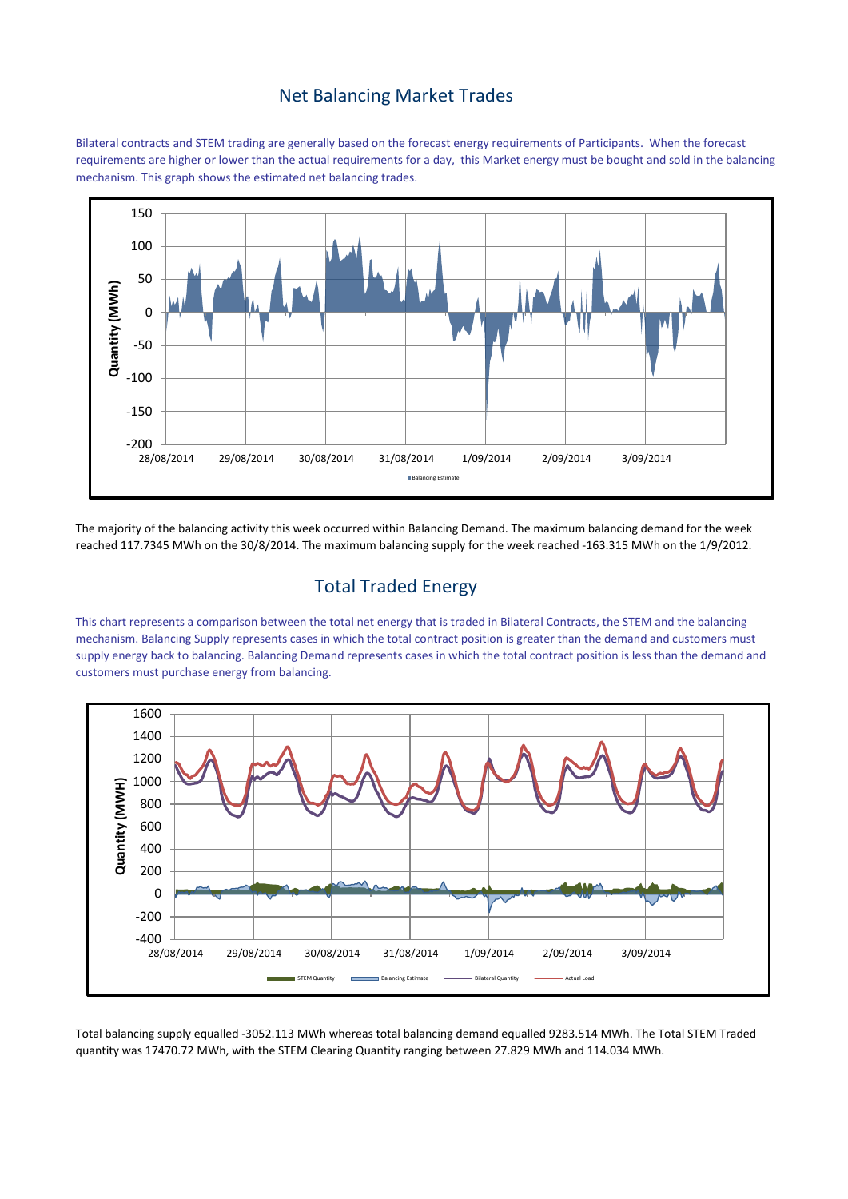## Net Balancing Market Trades

Bilateral contracts and STEM trading are generally based on the forecast energy requirements of Participants. When the forecast requirements are higher or lower than the actual requirements for a day, this Market energy must be bought and sold in the balancing mechanism. This graph shows the estimated net balancing trades.

The majority of the balancing activity this week occurred within Balancing Demand. The maximum balancing demand for the week reached 117.7345 MWh on the 30/8/2014. The maximum balancing supply for the week reached -163.315 MWh on the 1/9/2012.

## Total Traded Energy

This chart represents a comparison between the total net energy that is traded in Bilateral Contracts, the STEM and the balancing mechanism. Balancing Supply represents cases in which the total contract position is greater than the demand and customers must supply energy back to balancing. Balancing Demand represents cases in which the total contract position is less than the demand and customers must purchase energy from balancing.

Total balancing supply equalled -3052.113 MWh whereas total balancing demand equalled 9283.514 MWh. The Total STEM Traded quantity was 17470.72 MWh, with the STEM Clearing Quantity ranging between 27.829 MWh and 114.034 MWh.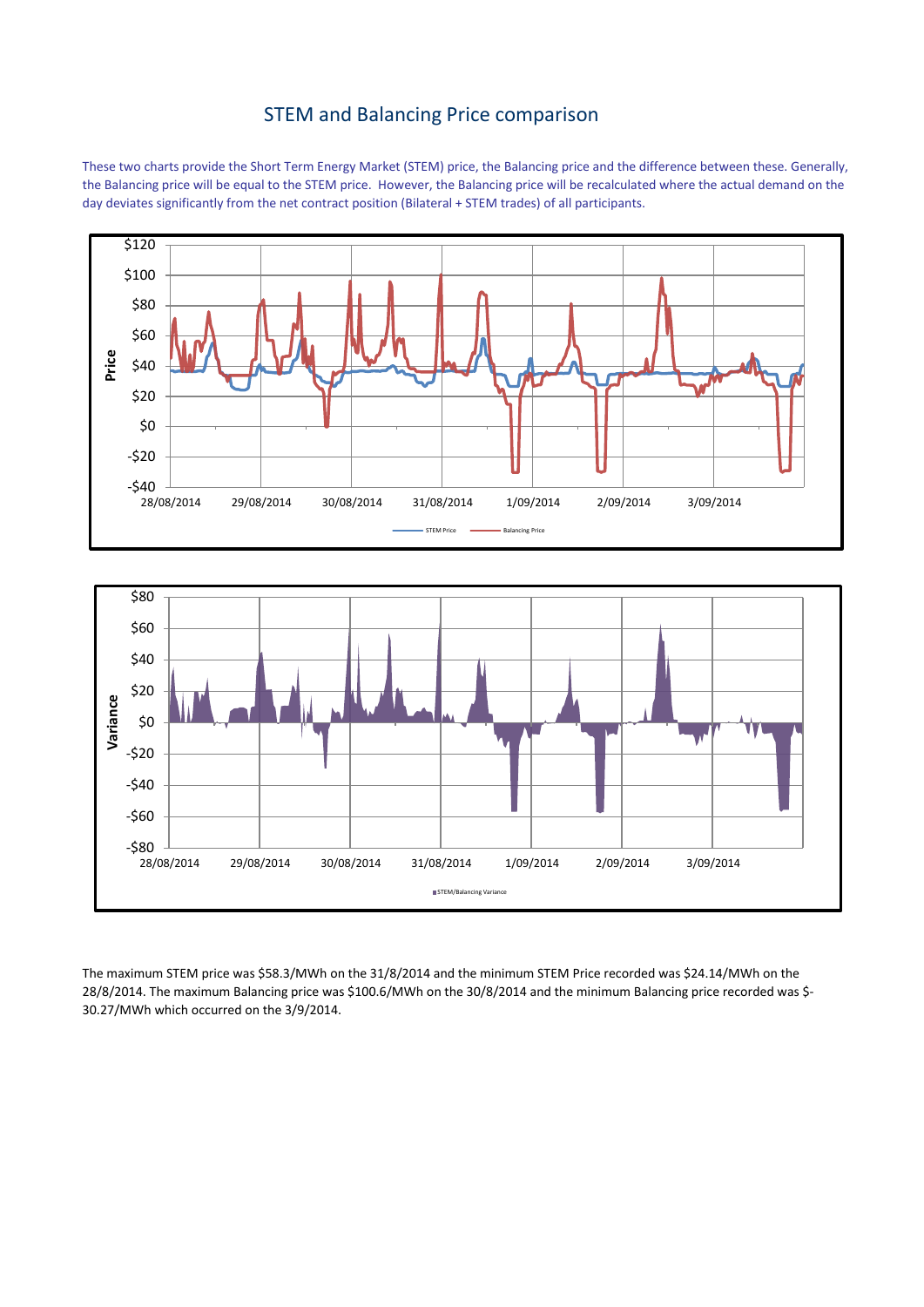# STEM and Balancing Price comparison

These two charts provide the Short Term Energy Market (STEM) price, the Balancing price and the difference between these. Generally, the Balancing price will be equal to the STEM price. However, the Balancing price will be recalculated where the actual demand on the day deviates significantly from the net contract position (Bilateral + STEM trades) of all participants.

Price

$120
$100
$80
$60
$40
$20
$0
-$20
-$40

28/08/2014
29/08/2014
30/08/2014
31/08/2014
1/09/2014
2/09/2014
3/09/2014

STEM Price
Balancing Price

Variance

$80
$60
$40
$20
$0
-$20
-$40
-$60
-$80

28/08/2014
29/08/2014
30/08/2014
31/08/2014
1/09/2014
2/09/2014
3/09/2014

STEM/Balancing Variance

The maximum STEM price was $58.3/MWh on the 31/8/2014 and the minimum STEM Price recorded was $24.14/MWh on the 28/8/2014. The maximum Balancing price was $100.6/MWh on the 30/8/2014 and the minimum Balancing price recorded was $-30.27/MWh which occurred on the 3/9/2014.